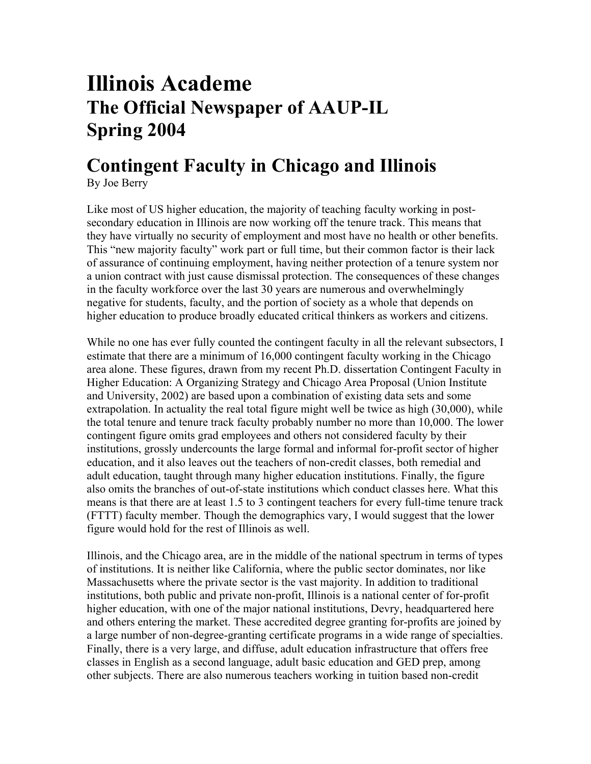# Illinois Academe
## The Official Newspaper of AAUP-IL
## Spring 2004

# Contingent Faculty in Chicago and Illinois

By Joe Berry

Like most of US higher education, the majority of teaching faculty working in post-secondary education in Illinois are now working off the tenure track. This means that they have virtually no security of employment and most have no health or other benefits. This "new majority faculty" work part or full time, but their common factor is their lack of assurance of continuing employment, having neither protection of a tenure system nor a union contract with just cause dismissal protection. The consequences of these changes in the faculty workforce over the last 30 years are numerous and overwhelmingly negative for students, faculty, and the portion of society as a whole that depends on higher education to produce broadly educated critical thinkers as workers and citizens.

While no one has ever fully counted the contingent faculty in all the relevant subsectors, I estimate that there are a minimum of 16,000 contingent faculty working in the Chicago area alone. These figures, drawn from my recent Ph.D. dissertation Contingent Faculty in Higher Education: A Organizing Strategy and Chicago Area Proposal (Union Institute and University, 2002) are based upon a combination of existing data sets and some extrapolation. In actuality the real total figure might well be twice as high (30,000), while the total tenure and tenure track faculty probably number no more than 10,000. The lower contingent figure omits grad employees and others not considered faculty by their institutions, grossly undercounts the large formal and informal for-profit sector of higher education, and it also leaves out the teachers of non-credit classes, both remedial and adult education, taught through many higher education institutions. Finally, the figure also omits the branches of out-of-state institutions which conduct classes here. What this means is that there are at least 1.5 to 3 contingent teachers for every full-time tenure track (FTTT) faculty member. Though the demographics vary, I would suggest that the lower figure would hold for the rest of Illinois as well.

Illinois, and the Chicago area, are in the middle of the national spectrum in terms of types of institutions. It is neither like California, where the public sector dominates, nor like Massachusetts where the private sector is the vast majority. In addition to traditional institutions, both public and private non-profit, Illinois is a national center of for-profit higher education, with one of the major national institutions, Devry, headquartered here and others entering the market. These accredited degree granting for-profits are joined by a large number of non-degree-granting certificate programs in a wide range of specialties. Finally, there is a very large, and diffuse, adult education infrastructure that offers free classes in English as a second language, adult basic education and GED prep, among other subjects. There are also numerous teachers working in tuition based non-credit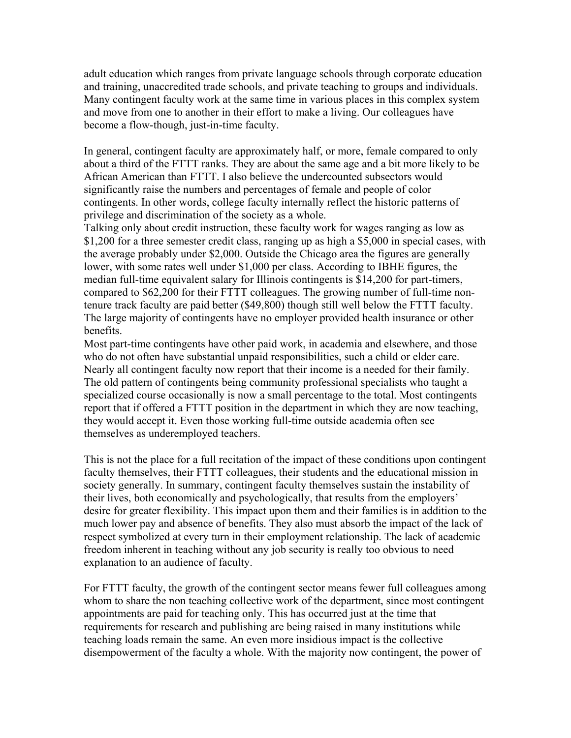adult education which ranges from private language schools through corporate education and training, unaccredited trade schools, and private teaching to groups and individuals. Many contingent faculty work at the same time in various places in this complex system and move from one to another in their effort to make a living. Our colleagues have become a flow-though, just-in-time faculty.

In general, contingent faculty are approximately half, or more, female compared to only about a third of the FTTT ranks. They are about the same age and a bit more likely to be African American than FTTT. I also believe the undercounted subsectors would significantly raise the numbers and percentages of female and people of color contingents. In other words, college faculty internally reflect the historic patterns of privilege and discrimination of the society as a whole.

Talking only about credit instruction, these faculty work for wages ranging as low as $1,200 for a three semester credit class, ranging up as high a $5,000 in special cases, with the average probably under $2,000. Outside the Chicago area the figures are generally lower, with some rates well under $1,000 per class. According to IBHE figures, the median full-time equivalent salary for Illinois contingents is $14,200 for part-timers, compared to $62,200 for their FTTT colleagues. The growing number of full-time non-tenure track faculty are paid better ($49,800) though still well below the FTTT faculty. The large majority of contingents have no employer provided health insurance or other benefits.

Most part-time contingents have other paid work, in academia and elsewhere, and those who do not often have substantial unpaid responsibilities, such a child or elder care. Nearly all contingent faculty now report that their income is a needed for their family. The old pattern of contingents being community professional specialists who taught a specialized course occasionally is now a small percentage to the total. Most contingents report that if offered a FTTT position in the department in which they are now teaching, they would accept it. Even those working full-time outside academia often see themselves as underemployed teachers.

This is not the place for a full recitation of the impact of these conditions upon contingent faculty themselves, their FTTT colleagues, their students and the educational mission in society generally. In summary, contingent faculty themselves sustain the instability of their lives, both economically and psychologically, that results from the employers' desire for greater flexibility. This impact upon them and their families is in addition to the much lower pay and absence of benefits. They also must absorb the impact of the lack of respect symbolized at every turn in their employment relationship. The lack of academic freedom inherent in teaching without any job security is really too obvious to need explanation to an audience of faculty.

For FTTT faculty, the growth of the contingent sector means fewer full colleagues among whom to share the non teaching collective work of the department, since most contingent appointments are paid for teaching only. This has occurred just at the time that requirements for research and publishing are being raised in many institutions while teaching loads remain the same. An even more insidious impact is the collective disempowerment of the faculty a whole. With the majority now contingent, the power of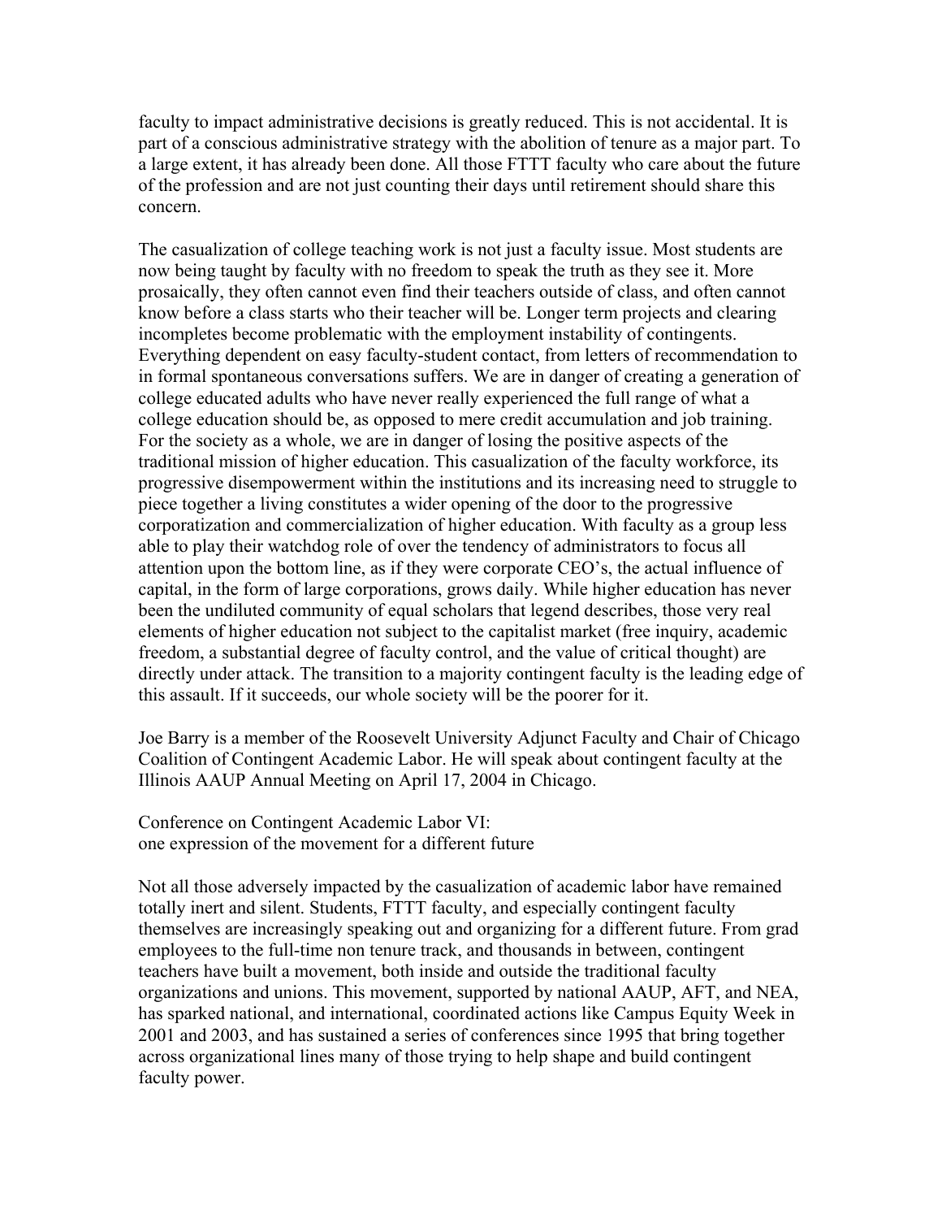faculty to impact administrative decisions is greatly reduced. This is not accidental. It is part of a conscious administrative strategy with the abolition of tenure as a major part. To a large extent, it has already been done. All those FTTT faculty who care about the future of the profession and are not just counting their days until retirement should share this concern.

The casualization of college teaching work is not just a faculty issue. Most students are now being taught by faculty with no freedom to speak the truth as they see it. More prosaically, they often cannot even find their teachers outside of class, and often cannot know before a class starts who their teacher will be. Longer term projects and clearing incompletes become problematic with the employment instability of contingents. Everything dependent on easy faculty-student contact, from letters of recommendation to in formal spontaneous conversations suffers. We are in danger of creating a generation of college educated adults who have never really experienced the full range of what a college education should be, as opposed to mere credit accumulation and job training. For the society as a whole, we are in danger of losing the positive aspects of the traditional mission of higher education. This casualization of the faculty workforce, its progressive disempowerment within the institutions and its increasing need to struggle to piece together a living constitutes a wider opening of the door to the progressive corporatization and commercialization of higher education. With faculty as a group less able to play their watchdog role of over the tendency of administrators to focus all attention upon the bottom line, as if they were corporate CEO's, the actual influence of capital, in the form of large corporations, grows daily. While higher education has never been the undiluted community of equal scholars that legend describes, those very real elements of higher education not subject to the capitalist market (free inquiry, academic freedom, a substantial degree of faculty control, and the value of critical thought) are directly under attack. The transition to a majority contingent faculty is the leading edge of this assault. If it succeeds, our whole society will be the poorer for it.

Joe Barry is a member of the Roosevelt University Adjunct Faculty and Chair of Chicago Coalition of Contingent Academic Labor. He will speak about contingent faculty at the Illinois AAUP Annual Meeting on April 17, 2004 in Chicago.

Conference on Contingent Academic Labor VI:
one expression of the movement for a different future

Not all those adversely impacted by the casualization of academic labor have remained totally inert and silent. Students, FTTT faculty, and especially contingent faculty themselves are increasingly speaking out and organizing for a different future. From grad employees to the full-time non tenure track, and thousands in between, contingent teachers have built a movement, both inside and outside the traditional faculty organizations and unions. This movement, supported by national AAUP, AFT, and NEA, has sparked national, and international, coordinated actions like Campus Equity Week in 2001 and 2003, and has sustained a series of conferences since 1995 that bring together across organizational lines many of those trying to help shape and build contingent faculty power.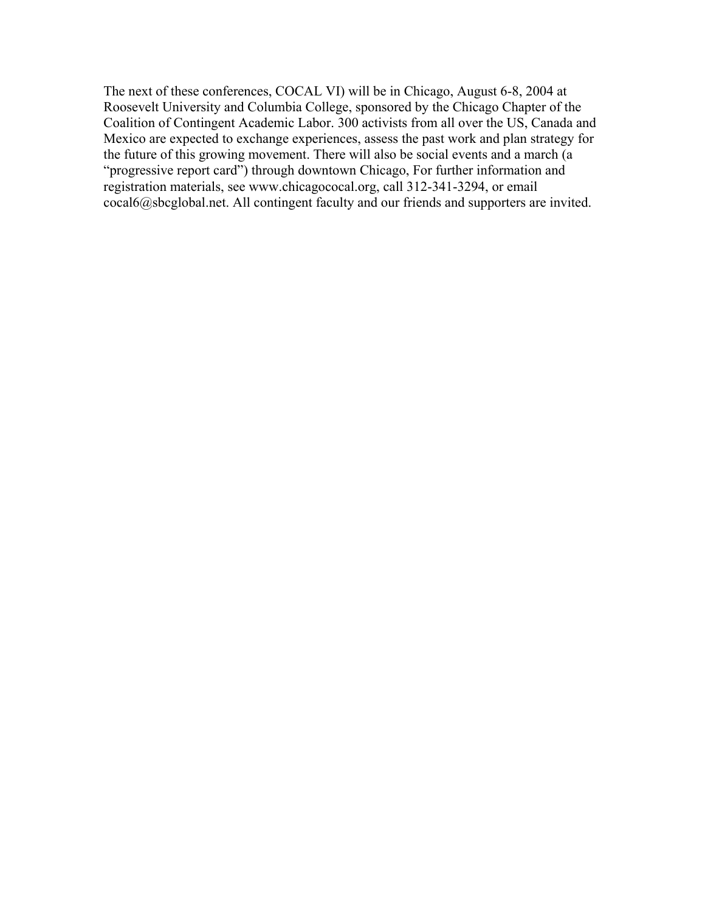The next of these conferences, COCAL VI) will be in Chicago, August 6-8, 2004 at Roosevelt University and Columbia College, sponsored by the Chicago Chapter of the Coalition of Contingent Academic Labor. 300 activists from all over the US, Canada and Mexico are expected to exchange experiences, assess the past work and plan strategy for the future of this growing movement. There will also be social events and a march (a "progressive report card") through downtown Chicago, For further information and registration materials, see www.chicagococal.org, call 312-341-3294, or email cocal6@sbcglobal.net. All contingent faculty and our friends and supporters are invited.